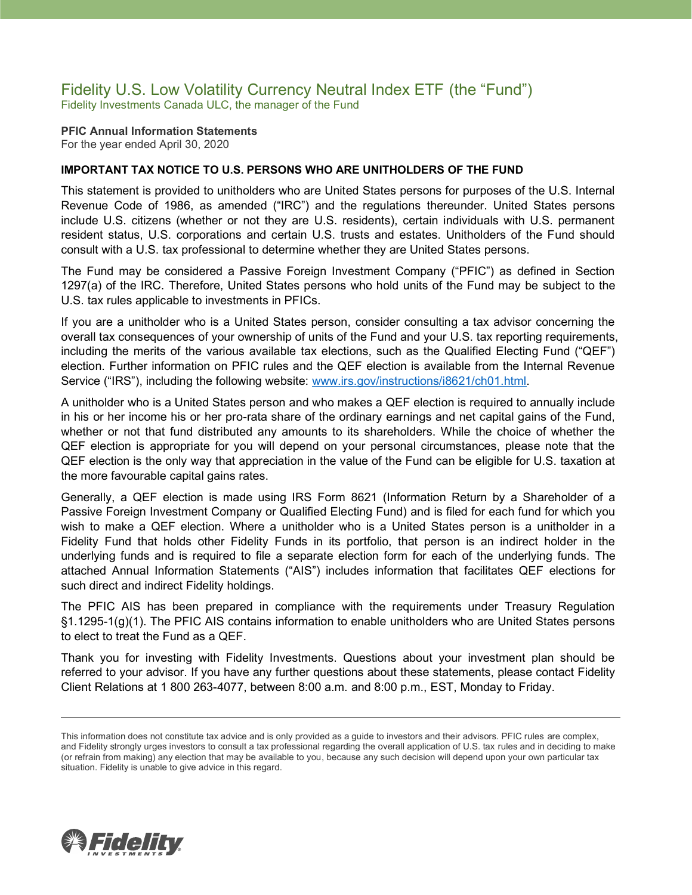# Fidelity U.S. Low Volatility Currency Neutral Index ETF (the "Fund")

Fidelity Investments Canada ULC, the manager of the Fund

**PFIC Annual Information Statements**
For the year ended April 30, 2020

**IMPORTANT TAX NOTICE TO U.S. PERSONS WHO ARE UNITHOLDERS OF THE FUND**

This statement is provided to unitholders who are United States persons for purposes of the U.S. Internal Revenue Code of 1986, as amended ("IRC") and the regulations thereunder. United States persons include U.S. citizens (whether or not they are U.S. residents), certain individuals with U.S. permanent resident status, U.S. corporations and certain U.S. trusts and estates. Unitholders of the Fund should consult with a U.S. tax professional to determine whether they are United States persons.

The Fund may be considered a Passive Foreign Investment Company ("PFIC") as defined in Section 1297(a) of the IRC. Therefore, United States persons who hold units of the Fund may be subject to the U.S. tax rules applicable to investments in PFICs.

If you are a unitholder who is a United States person, consider consulting a tax advisor concerning the overall tax consequences of your ownership of units of the Fund and your U.S. tax reporting requirements, including the merits of the various available tax elections, such as the Qualified Electing Fund ("QEF") election. Further information on PFIC rules and the QEF election is available from the Internal Revenue Service ("IRS"), including the following website: www.irs.gov/instructions/i8621/ch01.html.

A unitholder who is a United States person and who makes a QEF election is required to annually include in his or her income his or her pro-rata share of the ordinary earnings and net capital gains of the Fund, whether or not that fund distributed any amounts to its shareholders. While the choice of whether the QEF election is appropriate for you will depend on your personal circumstances, please note that the QEF election is the only way that appreciation in the value of the Fund can be eligible for U.S. taxation at the more favourable capital gains rates.

Generally, a QEF election is made using IRS Form 8621 (Information Return by a Shareholder of a Passive Foreign Investment Company or Qualified Electing Fund) and is filed for each fund for which you wish to make a QEF election. Where a unitholder who is a United States person is a unitholder in a Fidelity Fund that holds other Fidelity Funds in its portfolio, that person is an indirect holder in the underlying funds and is required to file a separate election form for each of the underlying funds. The attached Annual Information Statements ("AIS") includes information that facilitates QEF elections for such direct and indirect Fidelity holdings.

The PFIC AIS has been prepared in compliance with the requirements under Treasury Regulation §1.1295-1(g)(1). The PFIC AIS contains information to enable unitholders who are United States persons to elect to treat the Fund as a QEF.

Thank you for investing with Fidelity Investments. Questions about your investment plan should be referred to your advisor. If you have any further questions about these statements, please contact Fidelity Client Relations at 1 800 263-4077, between 8:00 a.m. and 8:00 p.m., EST, Monday to Friday.

---

This information does not constitute tax advice and is only provided as a guide to investors and their advisors. PFIC rules are complex, and Fidelity strongly urges investors to consult a tax professional regarding the overall application of U.S. tax rules and in deciding to make (or refrain from making) any election that may be available to you, because any such decision will depend upon your own particular tax situation. Fidelity is unable to give advice in this regard.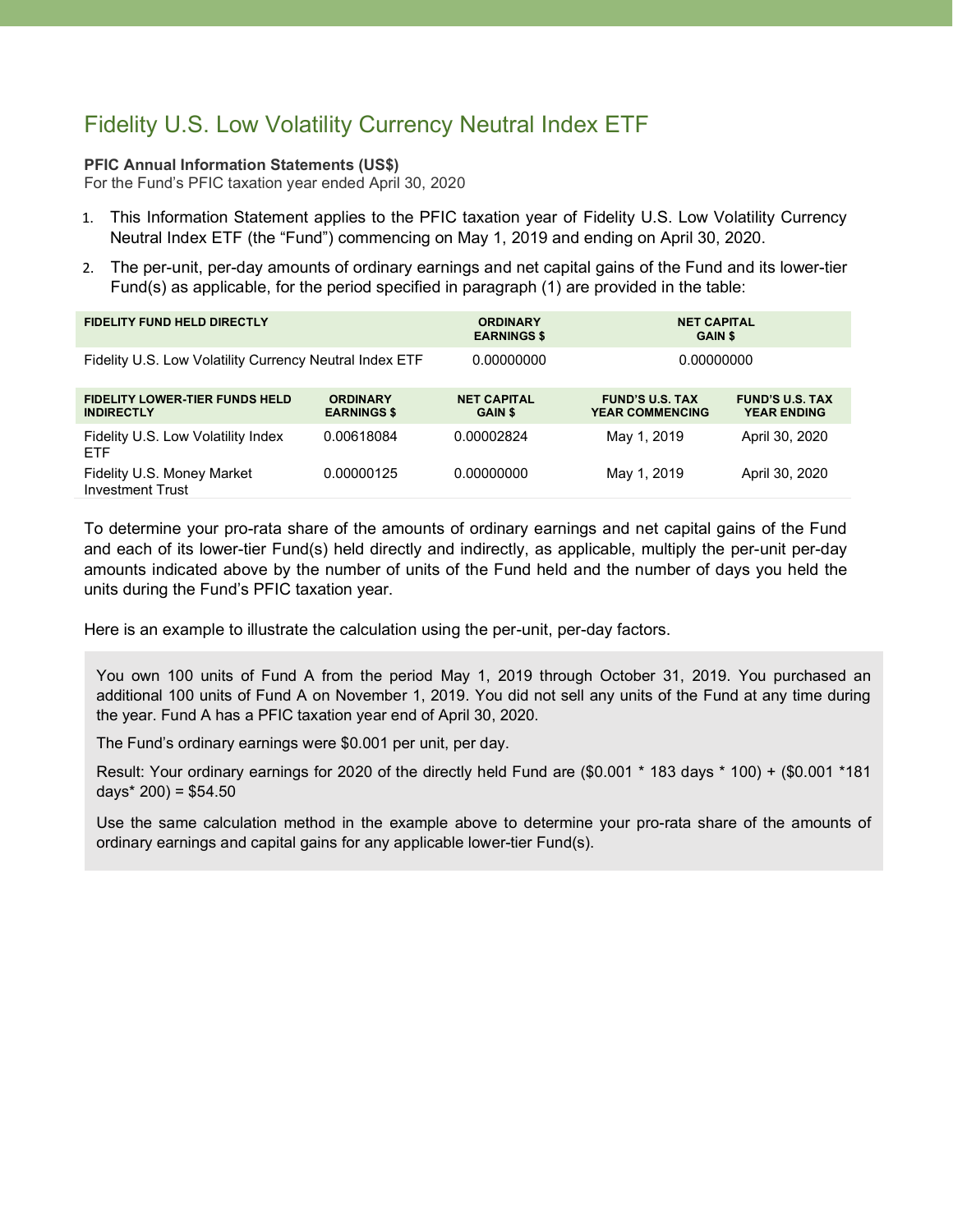# Fidelity U.S. Low Volatility Currency Neutral Index ETF

**PFIC Annual Information Statements (US$)**
For the Fund's PFIC taxation year ended April 30, 2020

1. This Information Statement applies to the PFIC taxation year of Fidelity U.S. Low Volatility Currency Neutral Index ETF (the "Fund") commencing on May 1, 2019 and ending on April 30, 2020.
2. The per-unit, per-day amounts of ordinary earnings and net capital gains of the Fund and its lower-tier Fund(s) as applicable, for the period specified in paragraph (1) are provided in the table:

| FIDELITY FUND HELD DIRECTLY | ORDINARY EARNINGS $ | NET CAPITAL GAIN $ |
|---|---|---|
| Fidelity U.S. Low Volatility Currency Neutral Index ETF | 0.00000000 | 0.00000000 |

| FIDELITY LOWER-TIER FUNDS HELD INDIRECTLY | ORDINARY EARNINGS $ | NET CAPITAL GAIN $ | FUND'S U.S. TAX YEAR COMMENCING | FUND'S U.S. TAX YEAR ENDING |
|---|---|---|---|---|
| Fidelity U.S. Low Volatility Index ETF | 0.00618084 | 0.00002824 | May 1, 2019 | April 30, 2020 |
| Fidelity U.S. Money Market Investment Trust | 0.00000125 | 0.00000000 | May 1, 2019 | April 30, 2020 |

To determine your pro-rata share of the amounts of ordinary earnings and net capital gains of the Fund and each of its lower-tier Fund(s) held directly and indirectly, as applicable, multiply the per-unit per-day amounts indicated above by the number of units of the Fund held and the number of days you held the units during the Fund's PFIC taxation year.

Here is an example to illustrate the calculation using the per-unit, per-day factors.

> You own 100 units of Fund A from the period May 1, 2019 through October 31, 2019. You purchased an additional 100 units of Fund A on November 1, 2019. You did not sell any units of the Fund at any time during the year. Fund A has a PFIC taxation year end of April 30, 2020.
>
> The Fund's ordinary earnings were $0.001 per unit, per day.
>
> Result: Your ordinary earnings for 2020 of the directly held Fund are ($0.001 * 183 days * 100) + ($0.001 *181 days* 200) = $54.50
>
> Use the same calculation method in the example above to determine your pro-rata share of the amounts of ordinary earnings and capital gains for any applicable lower-tier Fund(s).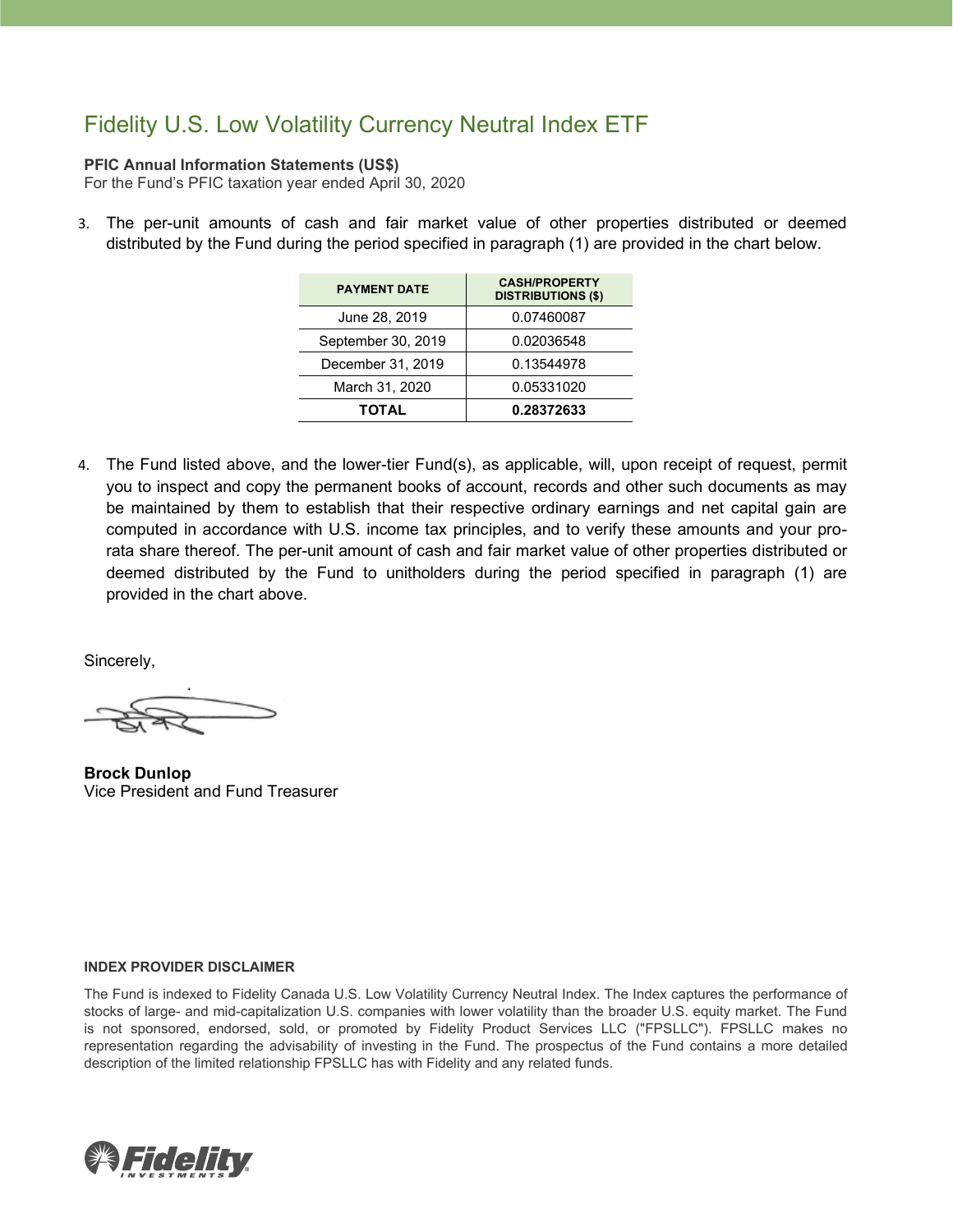# Fidelity U.S. Low Volatility Currency Neutral Index ETF

**PFIC Annual Information Statements (US$)**
For the Fund's PFIC taxation year ended April 30, 2020

3. The per-unit amounts of cash and fair market value of other properties distributed or deemed distributed by the Fund during the period specified in paragraph (1) are provided in the chart below.

| PAYMENT DATE | CASH/PROPERTY DISTRIBUTIONS ($) |
|---|---|
| June 28, 2019 | 0.07460087 |
| September 30, 2019 | 0.02036548 |
| December 31, 2019 | 0.13544978 |
| March 31, 2020 | 0.05331020 |
| **TOTAL** | **0.28372633** |

4. The Fund listed above, and the lower-tier Fund(s), as applicable, will, upon receipt of request, permit you to inspect and copy the permanent books of account, records and other such documents as may be maintained by them to establish that their respective ordinary earnings and net capital gain are computed in accordance with U.S. income tax principles, and to verify these amounts and your pro-rata share thereof. The per-unit amount of cash and fair market value of other properties distributed or deemed distributed by the Fund to unitholders during the period specified in paragraph (1) are provided in the chart above.

Sincerely,

**Brock Dunlop**
Vice President and Fund Treasurer

**INDEX PROVIDER DISCLAIMER**

The Fund is indexed to Fidelity Canada U.S. Low Volatility Currency Neutral Index. The Index captures the performance of stocks of large- and mid-capitalization U.S. companies with lower volatility than the broader U.S. equity market. The Fund is not sponsored, endorsed, sold, or promoted by Fidelity Product Services LLC ("FPSLLC"). FPSLLC makes no representation regarding the advisability of investing in the Fund. The prospectus of the Fund contains a more detailed description of the limited relationship FPSLLC has with Fidelity and any related funds.